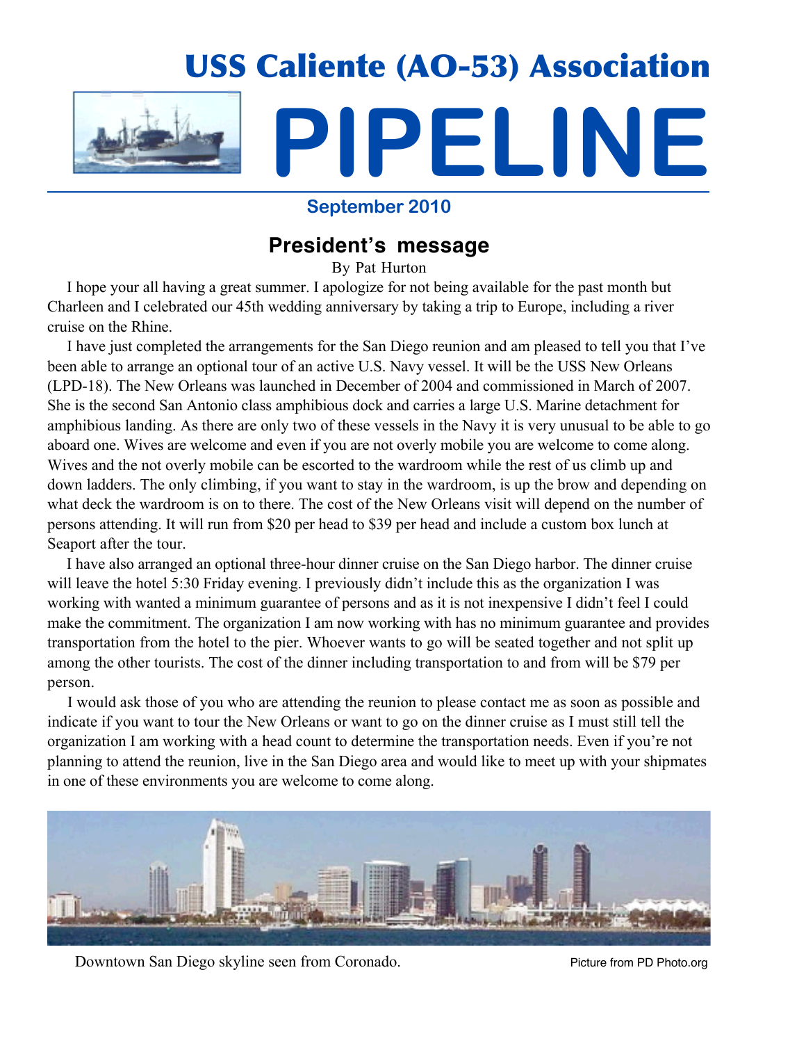# USS Caliente (AO-53) Association

# PIPELINE

**September 2010**

## President's message

By Pat Hurton

I hope your all having a great summer. I apologize for not being available for the past month but Charleen and I celebrated our 45th wedding anniversary by taking a trip to Europe, including a river cruise on the Rhine.

I have just completed the arrangements for the San Diego reunion and am pleased to tell you that I've been able to arrange an optional tour of an active U.S. Navy vessel. It will be the USS New Orleans (LPD-18). The New Orleans was launched in December of 2004 and commissioned in March of 2007. She is the second San Antonio class amphibious dock and carries a large U.S. Marine detachment for amphibious landing. As there are only two of these vessels in the Navy it is very unusual to be able to go aboard one. Wives are welcome and even if you are not overly mobile you are welcome to come along. Wives and the not overly mobile can be escorted to the wardroom while the rest of us climb up and down ladders. The only climbing, if you want to stay in the wardroom, is up the brow and depending on what deck the wardroom is on to there. The cost of the New Orleans visit will depend on the number of persons attending. It will run from $20 per head to $39 per head and include a custom box lunch at Seaport after the tour.

I have also arranged an optional three-hour dinner cruise on the San Diego harbor. The dinner cruise will leave the hotel 5:30 Friday evening. I previously didn't include this as the organization I was working with wanted a minimum guarantee of persons and as it is not inexpensive I didn't feel I could make the commitment. The organization I am now working with has no minimum guarantee and provides transportation from the hotel to the pier. Whoever wants to go will be seated together and not split up among the other tourists. The cost of the dinner including transportation to and from will be $79 per person.

I would ask those of you who are attending the reunion to please contact me as soon as possible and indicate if you want to tour the New Orleans or want to go on the dinner cruise as I must still tell the organization I am working with a head count to determine the transportation needs. Even if you're not planning to attend the reunion, live in the San Diego area and would like to meet up with your shipmates in one of these environments you are welcome to come along.

Downtown San Diego skyline seen from Coronado. Picture from PD Photo.org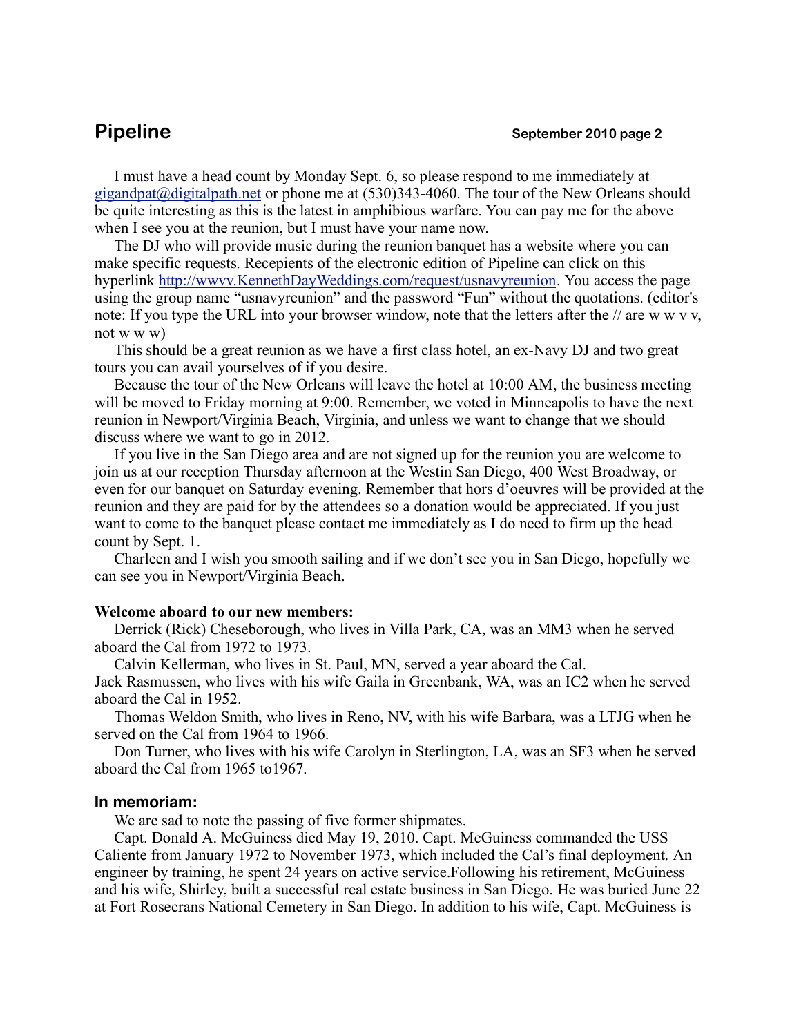I must have a head count by Monday Sept. 6, so please respond to me immediately at gigandpat@digitalpath.net or phone me at (530)343-4060. The tour of the New Orleans should be quite interesting as this is the latest in amphibious warfare. You can pay me for the above when I see you at the reunion, but I must have your name now.

The DJ who will provide music during the reunion banquet has a website where you can make specific requests. Recepients of the electronic edition of Pipeline can click on this hyperlink http://wwvv.KennethDayWeddings.com/request/usnavyreunion. You access the page using the group name "usnavyreunion" and the password "Fun" without the quotations. (editor's note: If you type the URL into your browser window, note that the letters after the // are w w v v, not w w w)

This should be a great reunion as we have a first class hotel, an ex-Navy DJ and two great tours you can avail yourselves of if you desire.

Because the tour of the New Orleans will leave the hotel at 10:00 AM, the business meeting will be moved to Friday morning at 9:00. Remember, we voted in Minneapolis to have the next reunion in Newport/Virginia Beach, Virginia, and unless we want to change that we should discuss where we want to go in 2012.

If you live in the San Diego area and are not signed up for the reunion you are welcome to join us at our reception Thursday afternoon at the Westin San Diego, 400 West Broadway, or even for our banquet on Saturday evening. Remember that hors d'oeuvres will be provided at the reunion and they are paid for by the attendees so a donation would be appreciated. If you just want to come to the banquet please contact me immediately as I do need to firm up the head count by Sept. 1.

Charleen and I wish you smooth sailing and if we don't see you in San Diego, hopefully we can see you in Newport/Virginia Beach.

**Welcome aboard to our new members:**

Derrick (Rick) Cheseborough, who lives in Villa Park, CA, was an MM3 when he served aboard the Cal from 1972 to 1973.

Calvin Kellerman, who lives in St. Paul, MN, served a year aboard the Cal.

Jack Rasmussen, who lives with his wife Gaila in Greenbank, WA, was an IC2 when he served aboard the Cal in 1952.

Thomas Weldon Smith, who lives in Reno, NV, with his wife Barbara, was a LTJG when he served on the Cal from 1964 to 1966.

Don Turner, who lives with his wife Carolyn in Sterlington, LA, was an SF3 when he served aboard the Cal from 1965 to1967.

## In memoriam:

We are sad to note the passing of five former shipmates.

Capt. Donald A. McGuiness died May 19, 2010. Capt. McGuiness commanded the USS Caliente from January 1972 to November 1973, which included the Cal's final deployment. An engineer by training, he spent 24 years on active service.Following his retirement, McGuiness and his wife, Shirley, built a successful real estate business in San Diego. He was buried June 22 at Fort Rosecrans National Cemetery in San Diego. In addition to his wife, Capt. McGuiness is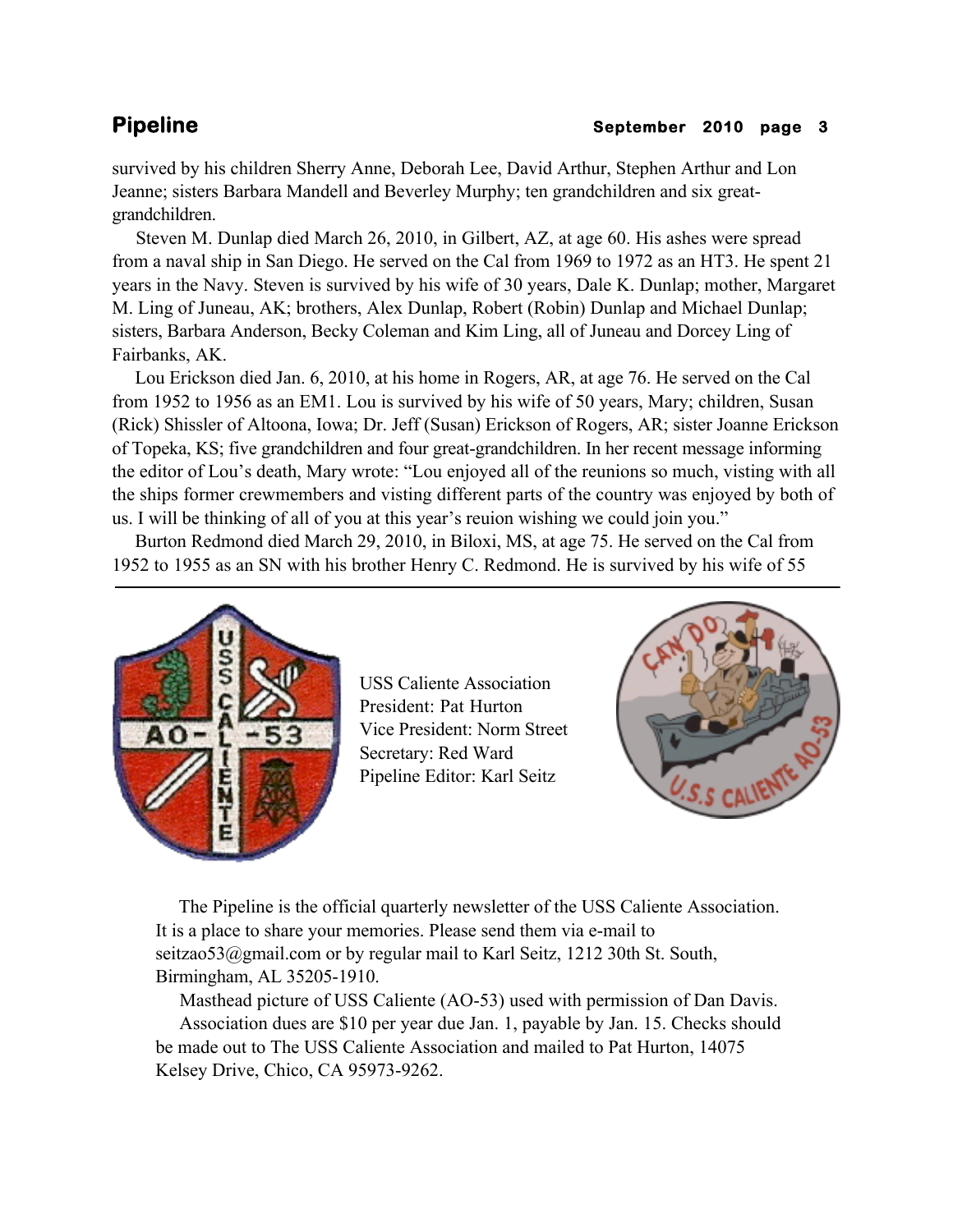survived by his children Sherry Anne, Deborah Lee, David Arthur, Stephen Arthur and Lon Jeanne; sisters Barbara Mandell and Beverley Murphy; ten grandchildren and six great-grandchildren.

Steven M. Dunlap died March 26, 2010, in Gilbert, AZ, at age 60. His ashes were spread from a naval ship in San Diego. He served on the Cal from 1969 to 1972 as an HT3. He spent 21 years in the Navy. Steven is survived by his wife of 30 years, Dale K. Dunlap; mother, Margaret M. Ling of Juneau, AK; brothers, Alex Dunlap, Robert (Robin) Dunlap and Michael Dunlap; sisters, Barbara Anderson, Becky Coleman and Kim Ling, all of Juneau and Dorcey Ling of Fairbanks, AK.

Lou Erickson died Jan. 6, 2010, at his home in Rogers, AR, at age 76. He served on the Cal from 1952 to 1956 as an EM1. Lou is survived by his wife of 50 years, Mary; children, Susan (Rick) Shissler of Altoona, Iowa; Dr. Jeff (Susan) Erickson of Rogers, AR; sister Joanne Erickson of Topeka, KS; five grandchildren and four great-grandchildren. In her recent message informing the editor of Lou's death, Mary wrote: "Lou enjoyed all of the reunions so much, visting with all the ships former crewmembers and visting different parts of the country was enjoyed by both of us. I will be thinking of all of you at this year's reuion wishing we could join you."

Burton Redmond died March 29, 2010, in Biloxi, MS, at age 75. He served on the Cal from 1952 to 1955 as an SN with his brother Henry C. Redmond. He is survived by his wife of 55

---

USS Caliente Association
President: Pat Hurton
Vice President: Norm Street
Secretary: Red Ward
Pipeline Editor: Karl Seitz

The Pipeline is the official quarterly newsletter of the USS Caliente Association. It is a place to share your memories. Please send them via e-mail to seitzao53@gmail.com or by regular mail to Karl Seitz, 1212 30th St. South, Birmingham, AL 35205-1910.

Masthead picture of USS Caliente (AO-53) used with permission of Dan Davis.

Association dues are $10 per year due Jan. 1, payable by Jan. 15. Checks should be made out to The USS Caliente Association and mailed to Pat Hurton, 14075 Kelsey Drive, Chico, CA 95973-9262.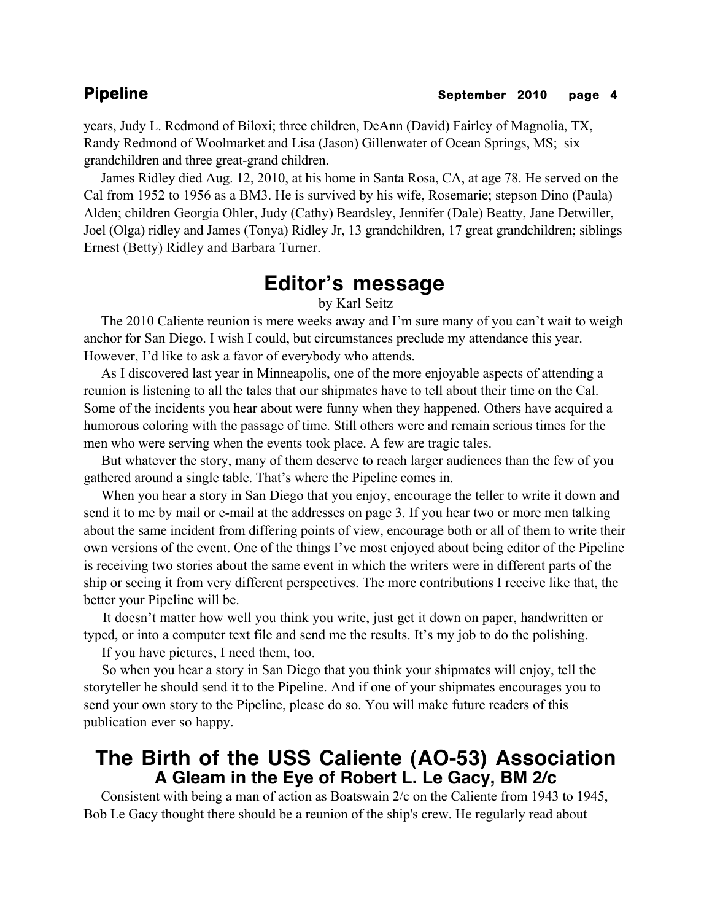years, Judy L. Redmond of Biloxi; three children, DeAnn (David) Fairley of Magnolia, TX, Randy Redmond of Woolmarket and Lisa (Jason) Gillenwater of Ocean Springs, MS; six grandchildren and three great-grand children.

James Ridley died Aug. 12, 2010, at his home in Santa Rosa, CA, at age 78. He served on the Cal from 1952 to 1956 as a BM3. He is survived by his wife, Rosemarie; stepson Dino (Paula) Alden; children Georgia Ohler, Judy (Cathy) Beardsley, Jennifer (Dale) Beatty, Jane Detwiller, Joel (Olga) ridley and James (Tonya) Ridley Jr, 13 grandchildren, 17 great grandchildren; siblings Ernest (Betty) Ridley and Barbara Turner.

## Editor's message

by Karl Seitz

The 2010 Caliente reunion is mere weeks away and I'm sure many of you can't wait to weigh anchor for San Diego. I wish I could, but circumstances preclude my attendance this year. However, I'd like to ask a favor of everybody who attends.

As I discovered last year in Minneapolis, one of the more enjoyable aspects of attending a reunion is listening to all the tales that our shipmates have to tell about their time on the Cal. Some of the incidents you hear about were funny when they happened. Others have acquired a humorous coloring with the passage of time. Still others were and remain serious times for the men who were serving when the events took place. A few are tragic tales.

But whatever the story, many of them deserve to reach larger audiences than the few of you gathered around a single table. That's where the Pipeline comes in.

When you hear a story in San Diego that you enjoy, encourage the teller to write it down and send it to me by mail or e-mail at the addresses on page 3. If you hear two or more men talking about the same incident from differing points of view, encourage both or all of them to write their own versions of the event. One of the things I've most enjoyed about being editor of the Pipeline is receiving two stories about the same event in which the writers were in different parts of the ship or seeing it from very different perspectives. The more contributions I receive like that, the better your Pipeline will be.

It doesn't matter how well you think you write, just get it down on paper, handwritten or typed, or into a computer text file and send me the results. It's my job to do the polishing.

If you have pictures, I need them, too.

So when you hear a story in San Diego that you think your shipmates will enjoy, tell the storyteller he should send it to the Pipeline. And if one of your shipmates encourages you to send your own story to the Pipeline, please do so. You will make future readers of this publication ever so happy.

## The Birth of the USS Caliente (AO-53) Association

### A Gleam in the Eye of Robert L. Le Gacy, BM 2/c

Consistent with being a man of action as Boatswain 2/c on the Caliente from 1943 to 1945, Bob Le Gacy thought there should be a reunion of the ship's crew. He regularly read about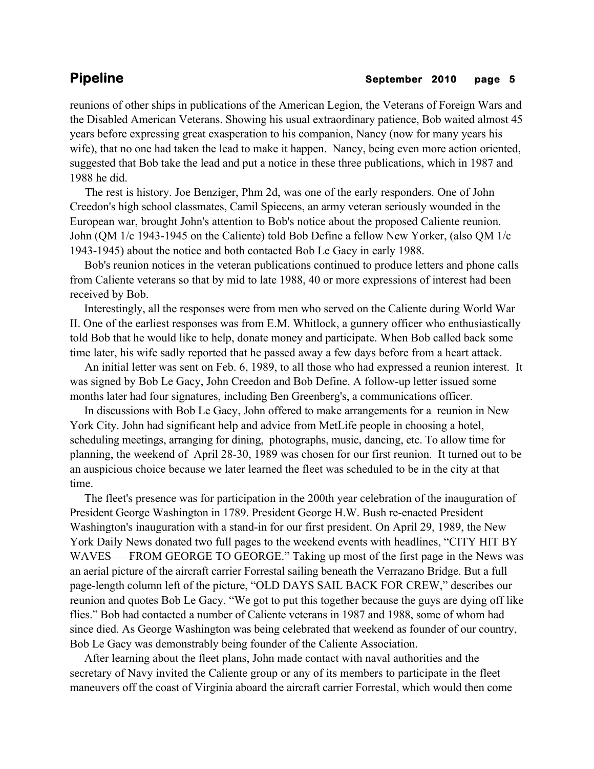reunions of other ships in publications of the American Legion, the Veterans of Foreign Wars and the Disabled American Veterans. Showing his usual extraordinary patience, Bob waited almost 45 years before expressing great exasperation to his companion, Nancy (now for many years his wife), that no one had taken the lead to make it happen. Nancy, being even more action oriented, suggested that Bob take the lead and put a notice in these three publications, which in 1987 and 1988 he did.

The rest is history. Joe Benziger, Phm 2d, was one of the early responders. One of John Creedon's high school classmates, Camil Spiecens, an army veteran seriously wounded in the European war, brought John's attention to Bob's notice about the proposed Caliente reunion. John (QM 1/c 1943-1945 on the Caliente) told Bob Define a fellow New Yorker, (also QM 1/c 1943-1945) about the notice and both contacted Bob Le Gacy in early 1988.

Bob's reunion notices in the veteran publications continued to produce letters and phone calls from Caliente veterans so that by mid to late 1988, 40 or more expressions of interest had been received by Bob.

Interestingly, all the responses were from men who served on the Caliente during World War II. One of the earliest responses was from E.M. Whitlock, a gunnery officer who enthusiastically told Bob that he would like to help, donate money and participate. When Bob called back some time later, his wife sadly reported that he passed away a few days before from a heart attack.

An initial letter was sent on Feb. 6, 1989, to all those who had expressed a reunion interest. It was signed by Bob Le Gacy, John Creedon and Bob Define. A follow-up letter issued some months later had four signatures, including Ben Greenberg's, a communications officer.

In discussions with Bob Le Gacy, John offered to make arrangements for a reunion in New York City. John had significant help and advice from MetLife people in choosing a hotel, scheduling meetings, arranging for dining, photographs, music, dancing, etc. To allow time for planning, the weekend of April 28-30, 1989 was chosen for our first reunion. It turned out to be an auspicious choice because we later learned the fleet was scheduled to be in the city at that time.

The fleet's presence was for participation in the 200th year celebration of the inauguration of President George Washington in 1789. President George H.W. Bush re-enacted President Washington's inauguration with a stand-in for our first president. On April 29, 1989, the New York Daily News donated two full pages to the weekend events with headlines, "CITY HIT BY WAVES — FROM GEORGE TO GEORGE." Taking up most of the first page in the News was an aerial picture of the aircraft carrier Forrestal sailing beneath the Verrazano Bridge. But a full page-length column left of the picture, "OLD DAYS SAIL BACK FOR CREW," describes our reunion and quotes Bob Le Gacy. "We got to put this together because the guys are dying off like flies." Bob had contacted a number of Caliente veterans in 1987 and 1988, some of whom had since died. As George Washington was being celebrated that weekend as founder of our country, Bob Le Gacy was demonstrably being founder of the Caliente Association.

After learning about the fleet plans, John made contact with naval authorities and the secretary of Navy invited the Caliente group or any of its members to participate in the fleet maneuvers off the coast of Virginia aboard the aircraft carrier Forrestal, which would then come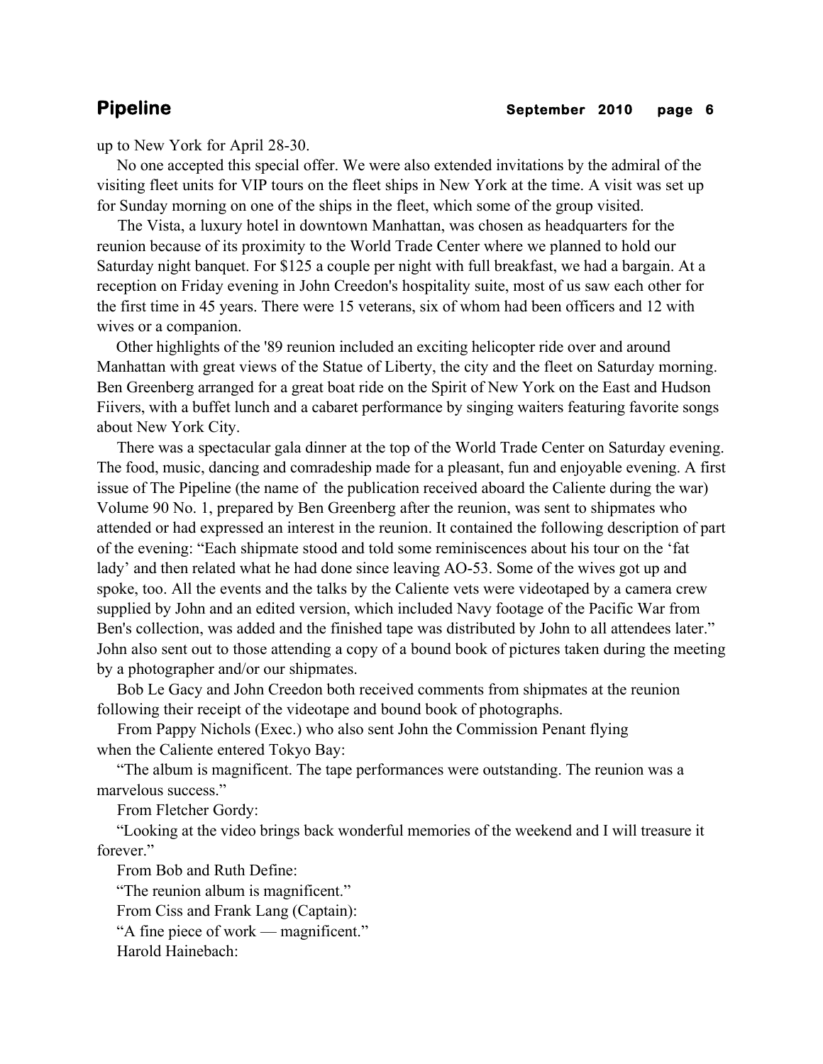up to New York for April 28-30.

No one accepted this special offer. We were also extended invitations by the admiral of the visiting fleet units for VIP tours on the fleet ships in New York at the time. A visit was set up for Sunday morning on one of the ships in the fleet, which some of the group visited.

The Vista, a luxury hotel in downtown Manhattan, was chosen as headquarters for the reunion because of its proximity to the World Trade Center where we planned to hold our Saturday night banquet. For $125 a couple per night with full breakfast, we had a bargain. At a reception on Friday evening in John Creedon's hospitality suite, most of us saw each other for the first time in 45 years. There were 15 veterans, six of whom had been officers and 12 with wives or a companion.

Other highlights of the '89 reunion included an exciting helicopter ride over and around Manhattan with great views of the Statue of Liberty, the city and the fleet on Saturday morning. Ben Greenberg arranged for a great boat ride on the Spirit of New York on the East and Hudson Fiivers, with a buffet lunch and a cabaret performance by singing waiters featuring favorite songs about New York City.

There was a spectacular gala dinner at the top of the World Trade Center on Saturday evening. The food, music, dancing and comradeship made for a pleasant, fun and enjoyable evening. A first issue of The Pipeline (the name of the publication received aboard the Caliente during the war) Volume 90 No. 1, prepared by Ben Greenberg after the reunion, was sent to shipmates who attended or had expressed an interest in the reunion. It contained the following description of part of the evening: "Each shipmate stood and told some reminiscences about his tour on the 'fat lady' and then related what he had done since leaving AO-53. Some of the wives got up and spoke, too. All the events and the talks by the Caliente vets were videotaped by a camera crew supplied by John and an edited version, which included Navy footage of the Pacific War from Ben's collection, was added and the finished tape was distributed by John to all attendees later." John also sent out to those attending a copy of a bound book of pictures taken during the meeting by a photographer and/or our shipmates.

Bob Le Gacy and John Creedon both received comments from shipmates at the reunion following their receipt of the videotape and bound book of photographs.

From Pappy Nichols (Exec.) who also sent John the Commission Penant flying when the Caliente entered Tokyo Bay:

"The album is magnificent. The tape performances were outstanding. The reunion was a marvelous success."

From Fletcher Gordy:

"Looking at the video brings back wonderful memories of the weekend and I will treasure it forever."

From Bob and Ruth Define:

"The reunion album is magnificent."

From Ciss and Frank Lang (Captain):

"A fine piece of work — magnificent."

Harold Hainebach: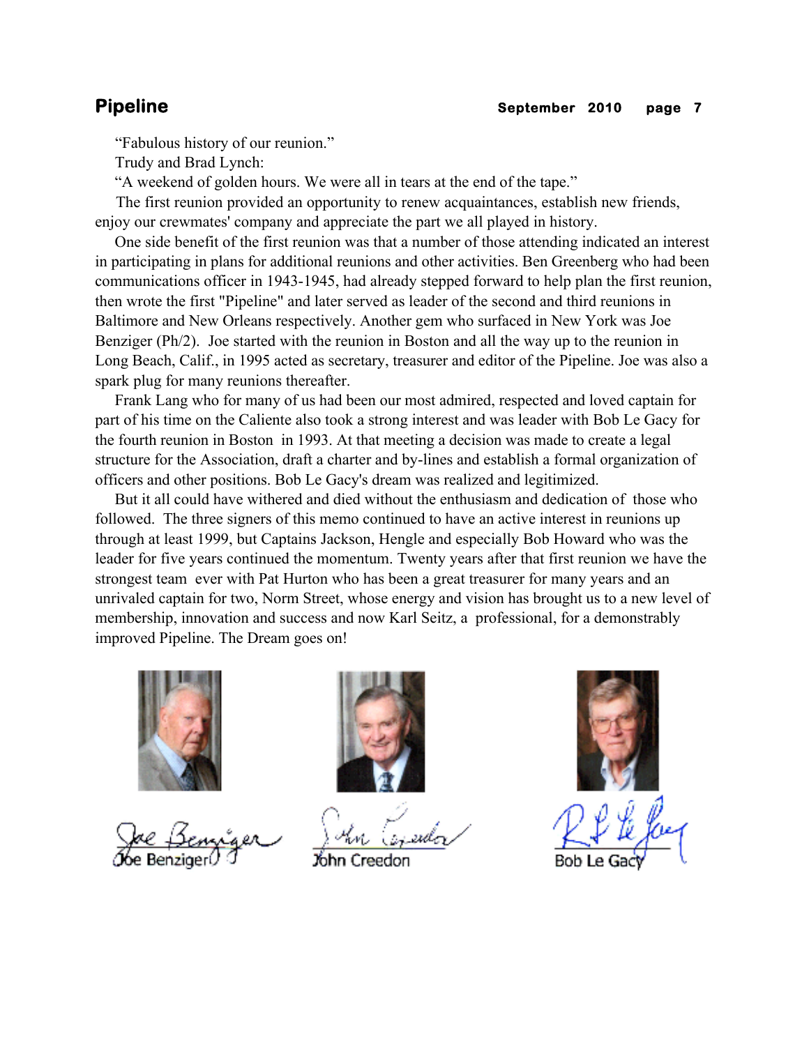"Fabulous history of our reunion."

Trudy and Brad Lynch:

"A weekend of golden hours. We were all in tears at the end of the tape."

The first reunion provided an opportunity to renew acquaintances, establish new friends, enjoy our crewmates' company and appreciate the part we all played in history.

One side benefit of the first reunion was that a number of those attending indicated an interest in participating in plans for additional reunions and other activities. Ben Greenberg who had been communications officer in 1943-1945, had already stepped forward to help plan the first reunion, then wrote the first "Pipeline" and later served as leader of the second and third reunions in Baltimore and New Orleans respectively. Another gem who surfaced in New York was Joe Benziger (Ph/2). Joe started with the reunion in Boston and all the way up to the reunion in Long Beach, Calif., in 1995 acted as secretary, treasurer and editor of the Pipeline. Joe was also a spark plug for many reunions thereafter.

Frank Lang who for many of us had been our most admired, respected and loved captain for part of his time on the Caliente also took a strong interest and was leader with Bob Le Gacy for the fourth reunion in Boston in 1993. At that meeting a decision was made to create a legal structure for the Association, draft a charter and by-lines and establish a formal organization of officers and other positions. Bob Le Gacy's dream was realized and legitimized.

But it all could have withered and died without the enthusiasm and dedication of those who followed. The three signers of this memo continued to have an active interest in reunions up through at least 1999, but Captains Jackson, Hengle and especially Bob Howard who was the leader for five years continued the momentum. Twenty years after that first reunion we have the strongest team ever with Pat Hurton who has been a great treasurer for many years and an unrivaled captain for two, Norm Street, whose energy and vision has brought us to a new level of membership, innovation and success and now Karl Seitz, a professional, for a demonstrably improved Pipeline. The Dream goes on!

Joe Benziger | John Creedon | Bob Le Gacy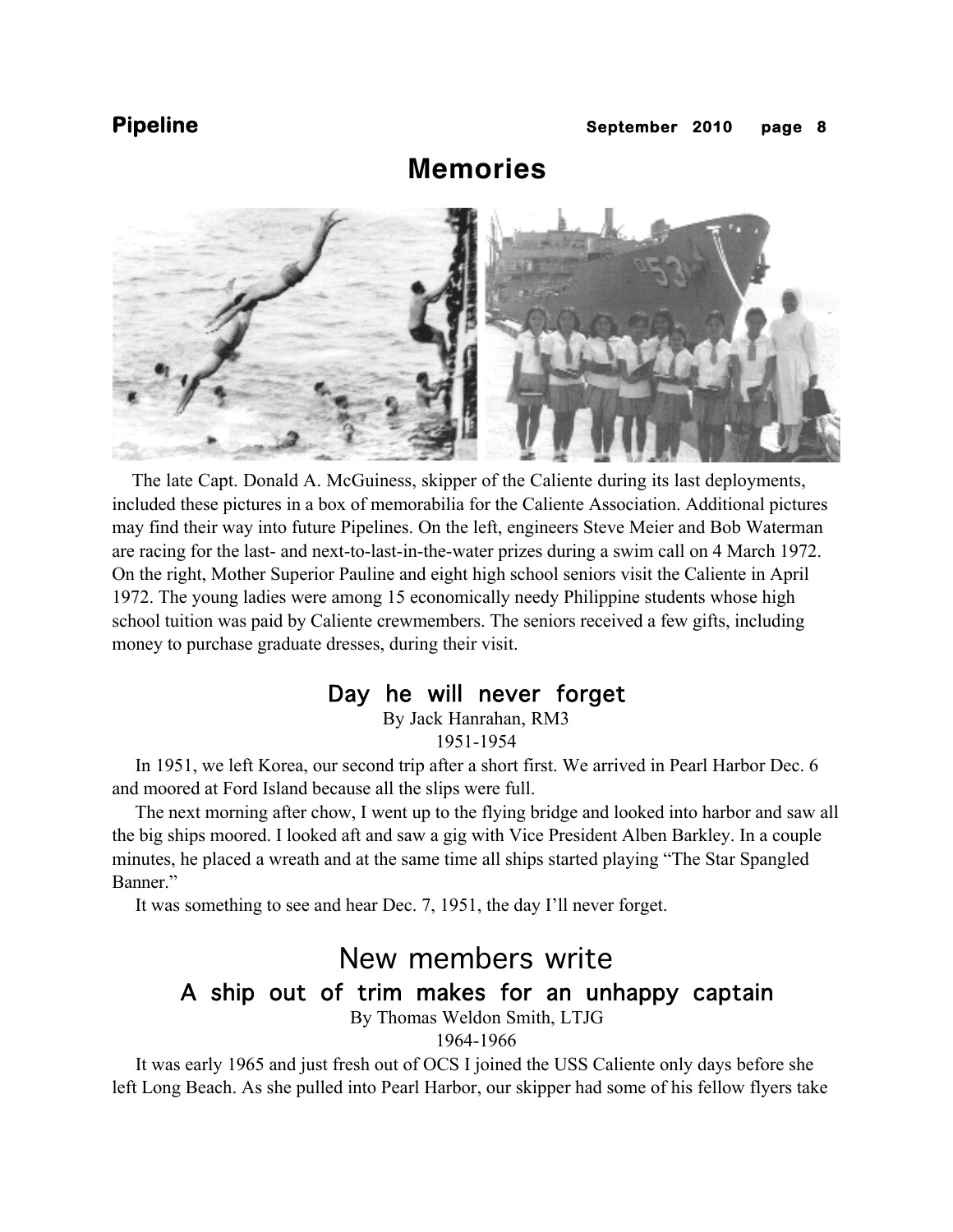# Memories

The late Capt. Donald A. McGuiness, skipper of the Caliente during its last deployments, included these pictures in a box of memorabilia for the Caliente Association. Additional pictures may find their way into future Pipelines. On the left, engineers Steve Meier and Bob Waterman are racing for the last- and next-to-last-in-the-water prizes during a swim call on 4 March 1972. On the right, Mother Superior Pauline and eight high school seniors visit the Caliente in April 1972. The young ladies were among 15 economically needy Philippine students whose high school tuition was paid by Caliente crewmembers. The seniors received a few gifts, including money to purchase graduate dresses, during their visit.

## Day he will never forget

By Jack Hanrahan, RM3
1951-1954

In 1951, we left Korea, our second trip after a short first. We arrived in Pearl Harbor Dec. 6 and moored at Ford Island because all the slips were full.

The next morning after chow, I went up to the flying bridge and looked into harbor and saw all the big ships moored. I looked aft and saw a gig with Vice President Alben Barkley. In a couple minutes, he placed a wreath and at the same time all ships started playing "The Star Spangled Banner."

It was something to see and hear Dec. 7, 1951, the day I'll never forget.

# New members write

## A ship out of trim makes for an unhappy captain

By Thomas Weldon Smith, LTJG
1964-1966

It was early 1965 and just fresh out of OCS I joined the USS Caliente only days before she left Long Beach. As she pulled into Pearl Harbor, our skipper had some of his fellow flyers take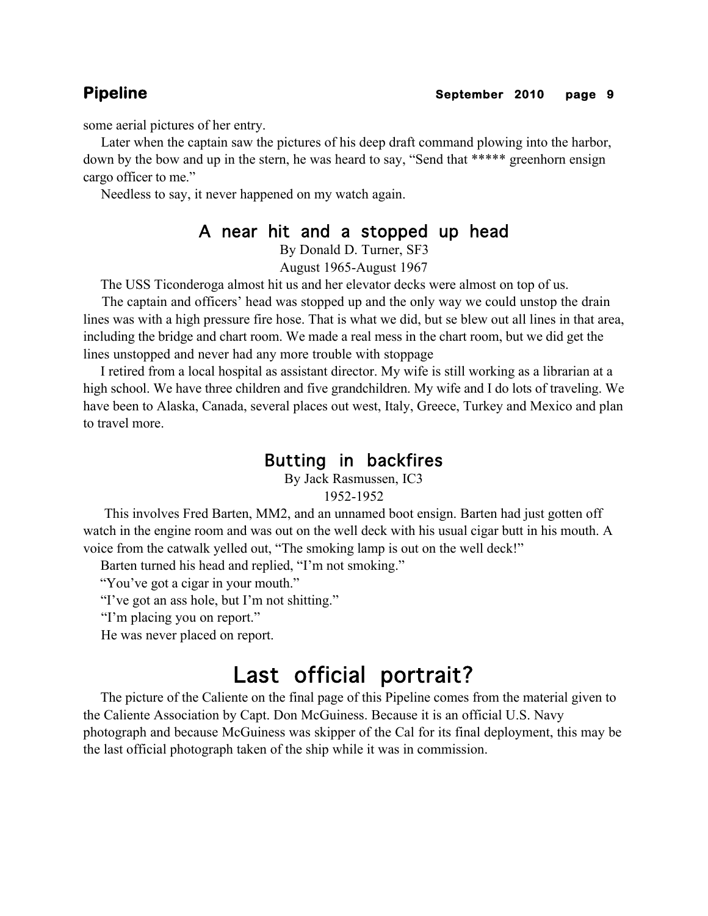some aerial pictures of her entry.

Later when the captain saw the pictures of his deep draft command plowing into the harbor, down by the bow and up in the stern, he was heard to say, "Send that ***** greenhorn ensign cargo officer to me."

Needless to say, it never happened on my watch again.

## A near hit and a stopped up head

By Donald D. Turner, SF3

August 1965-August 1967

The USS Ticonderoga almost hit us and her elevator decks were almost on top of us.

The captain and officers' head was stopped up and the only way we could unstop the drain lines was with a high pressure fire hose. That is what we did, but se blew out all lines in that area, including the bridge and chart room. We made a real mess in the chart room, but we did get the lines unstopped and never had any more trouble with stoppage

I retired from a local hospital as assistant director. My wife is still working as a librarian at a high school. We have three children and five grandchildren. My wife and I do lots of traveling. We have been to Alaska, Canada, several places out west, Italy, Greece, Turkey and Mexico and plan to travel more.

## Butting in backfires

By Jack Rasmussen, IC3

1952-1952

This involves Fred Barten, MM2, and an unnamed boot ensign. Barten had just gotten off watch in the engine room and was out on the well deck with his usual cigar butt in his mouth. A voice from the catwalk yelled out, "The smoking lamp is out on the well deck!"

Barten turned his head and replied, "I'm not smoking."

"You've got a cigar in your mouth."

"I've got an ass hole, but I'm not shitting."

"I'm placing you on report."

He was never placed on report.

# Last official portrait?

The picture of the Caliente on the final page of this Pipeline comes from the material given to the Caliente Association by Capt. Don McGuiness. Because it is an official U.S. Navy photograph and because McGuiness was skipper of the Cal for its final deployment, this may be the last official photograph taken of the ship while it was in commission.